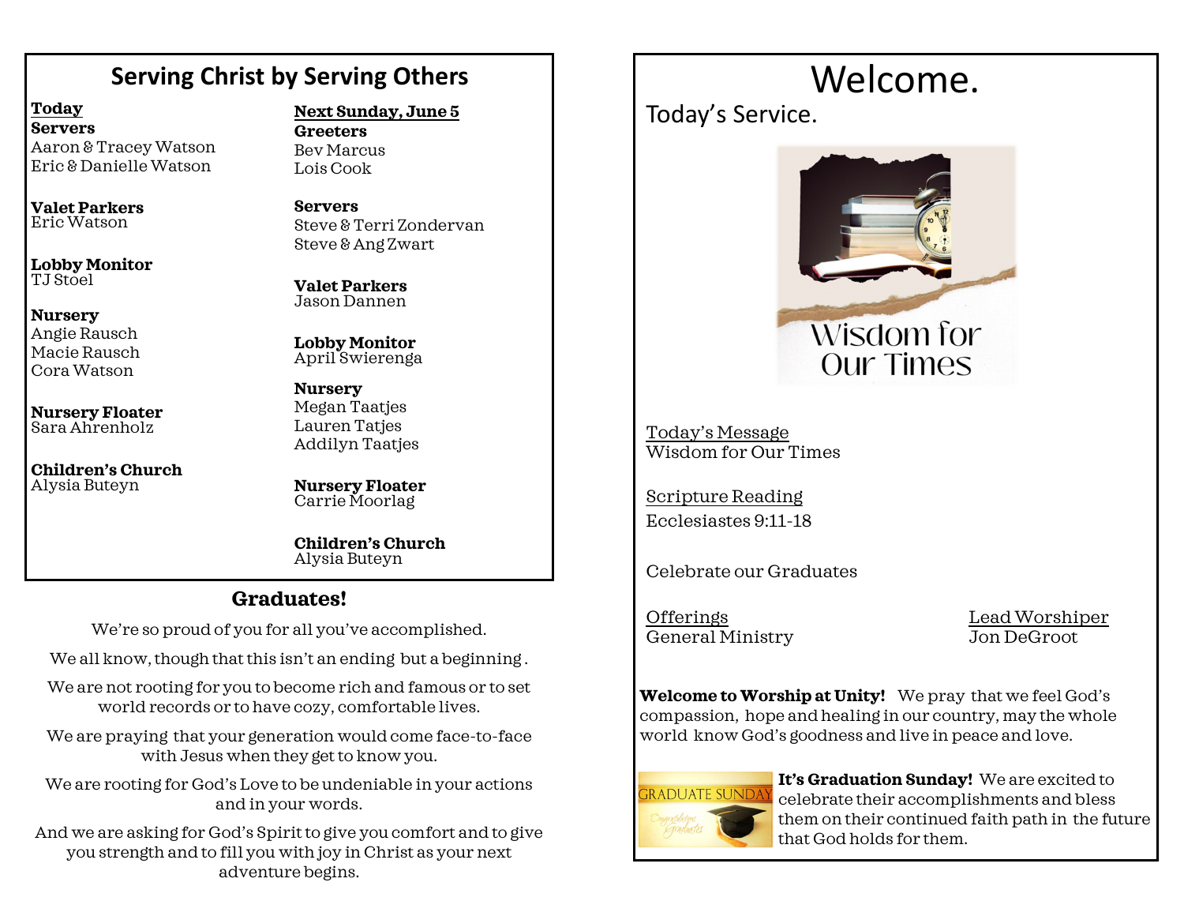## Serving Christ by Serving Others

**Today**

**Servers**
Aaron & Tracey Watson
Eric & Danielle Watson

**Valet Parkers**
Eric Watson

**Lobby Monitor**
TJ Stoel

**Nursery**
Angie Rausch
Macie Rausch
Cora Watson

**Nursery Floater**
Sara Ahrenholz

**Children's Church**
Alysia Buteyn

**Next Sunday, June 5**

**Greeters**
Bev Marcus
Lois Cook

**Servers**
Steve & Terri Zondervan
Steve & Ang Zwart

**Valet Parkers**
Jason Dannen

**Lobby Monitor**
April Swierenga

**Nursery**
Megan Taatjes
Lauren Tatjes
Addilyn Taatjes

**Nursery Floater**
Carrie Moorlag

**Children's Church**
Alysia Buteyn

## Graduates!

We're so proud of you for all you've accomplished.

We all know, though that this isn't an ending but a beginning .

We are not rooting for you to become rich and famous or to set world records or to have cozy, comfortable lives.

We are praying that your generation would come face-to-face with Jesus when they get to know you.

We are rooting for God's Love to be undeniable in your actions and in your words.

And we are asking for God's Spirit to give you comfort and to give you strength and to fill you with joy in Christ as your next adventure begins.

# Welcome.

Today's Service.

Wisdom for Our Times

Today's Message
Wisdom for Our Times

Scripture Reading
Ecclesiastes 9:11-18

Celebrate our Graduates

Offerings
General Ministry

Lead Worshiper
Jon DeGroot

**Welcome to Worship at Unity!** We pray that we feel God's compassion, hope and healing in our country, may the whole world know God's goodness and live in peace and love.

GRADUATE SUNDAY

**It's Graduation Sunday!** We are excited to celebrate their accomplishments and bless them on their continued faith path in the future that God holds for them.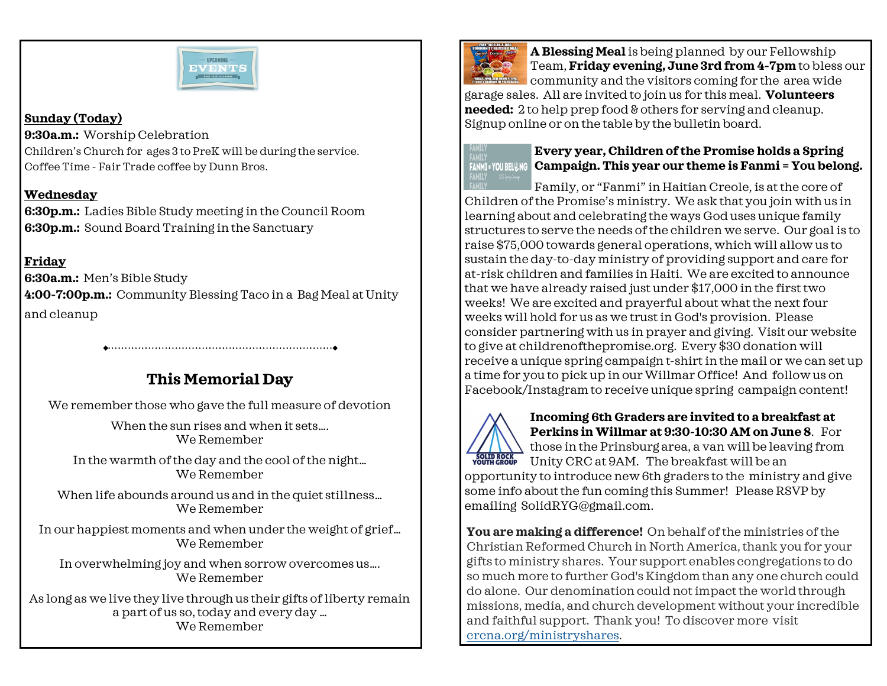## Sunday (Today)

**9:30a.m.:** Worship Celebration

Children's Church for ages 3 to PreK will be during the service.

Coffee Time - Fair Trade coffee by Dunn Bros.

## Wednesday

**6:30p.m.:** Ladies Bible Study meeting in the Council Room

**6:30p.m.:** Sound Board Training in the Sanctuary

## Friday

**6:30a.m.:** Men's Bible Study

**4:00-7:00p.m.:** Community Blessing Taco in a Bag Meal at Unity and cleanup

## This Memorial Day

We remember those who gave the full measure of devotion

When the sun rises and when it sets….
We Remember

In the warmth of the day and the cool of the night…
We Remember

When life abounds around us and in the quiet stillness…
We Remember

In our happiest moments and when under the weight of grief…
We Remember

In overwhelming joy and when sorrow overcomes us….
We Remember

As long as we live they live through us their gifts of liberty remain a part of us so, today and every day …
We Remember

**A Blessing Meal** is being planned by our Fellowship Team, **Friday evening, June 3rd from 4-7pm** to bless our community and the visitors coming for the area wide garage sales. All are invited to join us for this meal. **Volunteers needed:** 2 to help prep food & others for serving and cleanup. Signup online or on the table by the bulletin board.

**Every year, Children of the Promise holds a Spring Campaign. This year our theme is Fanmi = You belong.** Family, or "Fanmi" in Haitian Creole, is at the core of Children of the Promise's ministry. We ask that you join with us in learning about and celebrating the ways God uses unique family structures to serve the needs of the children we serve. Our goal is to raise $75,000 towards general operations, which will allow us to sustain the day-to-day ministry of providing support and care for at-risk children and families in Haiti. We are excited to announce that we have already raised just under $17,000 in the first two weeks! We are excited and prayerful about what the next four weeks will hold for us as we trust in God's provision. Please consider partnering with us in prayer and giving. Visit our website to give at childrenofthepromise.org. Every $30 donation will receive a unique spring campaign t-shirt in the mail or we can set up a time for you to pick up in our Willmar Office! And follow us on Facebook/Instagram to receive unique spring campaign content!

**Incoming 6th Graders are invited to a breakfast at Perkins in Willmar at 9:30-10:30 AM on June 8**. For those in the Prinsburg area, a van will be leaving from Unity CRC at 9AM. The breakfast will be an opportunity to introduce new 6th graders to the ministry and give some info about the fun coming this Summer! Please RSVP by emailing SolidRYG@gmail.com.

**You are making a difference!** On behalf of the ministries of the Christian Reformed Church in North America, thank you for your gifts to ministry shares. Your support enables congregations to do so much more to further God's Kingdom than any one church could do alone. Our denomination could not impact the world through missions, media, and church development without your incredible and faithful support. Thank you! To discover more visit crcna.org/ministryshares.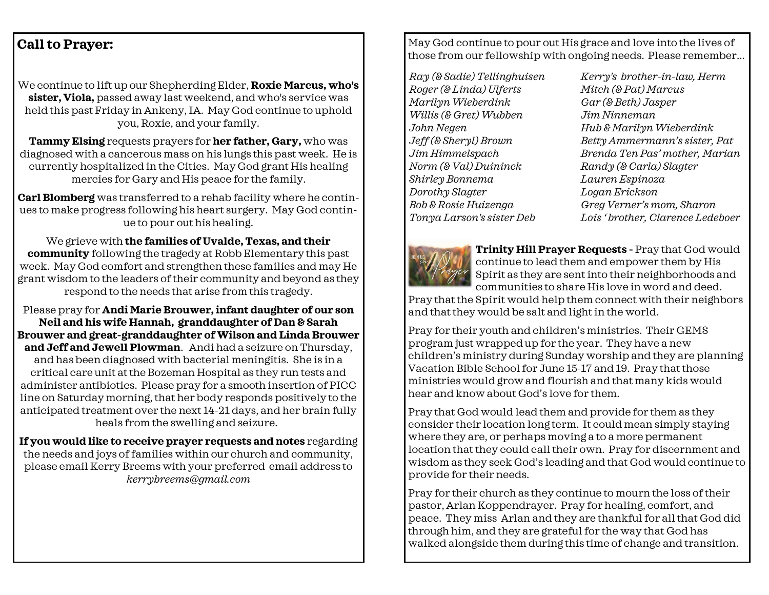## Call to Prayer:

We continue to lift up our Shepherding Elder, **Roxie Marcus, who's sister, Viola,** passed away last weekend, and who's service was held this past Friday in Ankeny, IA. May God continue to uphold you, Roxie, and your family.

**Tammy Elsing** requests prayers for **her father, Gary,** who was diagnosed with a cancerous mass on his lungs this past week. He is currently hospitalized in the Cities. May God grant His healing mercies for Gary and His peace for the family.

**Carl Blomberg** was transferred to a rehab facility where he continues to make progress following his heart surgery. May God continue to pour out his healing.

We grieve with **the families of Uvalde, Texas, and their community** following the tragedy at Robb Elementary this past week. May God comfort and strengthen these families and may He grant wisdom to the leaders of their community and beyond as they respond to the needs that arise from this tragedy.

Please pray for **Andi Marie Brouwer, infant daughter of our son Neil and his wife Hannah, granddaughter of Dan & Sarah Brouwer and great-granddaughter of Wilson and Linda Brouwer and Jeff and Jewell Plowman**. Andi had a seizure on Thursday, and has been diagnosed with bacterial meningitis. She is in a critical care unit at the Bozeman Hospital as they run tests and administer antibiotics. Please pray for a smooth insertion of PICC line on Saturday morning, that her body responds positively to the anticipated treatment over the next 14-21 days, and her brain fully heals from the swelling and seizure.

**If you would like to receive prayer requests and notes** regarding the needs and joys of families within our church and community, please email Kerry Breems with your preferred email address to *kerrybreems@gmail.com*

May God continue to pour out His grace and love into the lives of those from our fellowship with ongoing needs. Please remember...

*Ray (& Sadie) Tellinghuisen*
*Roger (& Linda) Ulferts*
*Marilyn Wieberdink*
*Willis (& Gret) Wubben*
*John Negen*
*Jeff (& Sheryl) Brown*
*Jim Himmelspach*
*Norm (& Val) Duininck*
*Shirley Bonnema*
*Dorothy Slagter*
*Bob & Rosie Huizenga*
*Tonya Larson's sister Deb*
*Kerry's brother-in-law, Herm*
*Mitch (& Pat) Marcus*
*Gar (& Beth) Jasper*
*Jim Ninneman*
*Hub & Marilyn Wieberdink*
*Betty Ammermann's sister, Pat*
*Brenda Ten Pas' mother, Marian*
*Randy (& Carla) Slagter*
*Lauren Espinoza*
*Logan Erickson*
*Greg Verner's mom, Sharon*
*Lois ' brother, Clarence Ledeboer*

**Trinity Hill Prayer Requests -** Pray that God would continue to lead them and empower them by His Spirit as they are sent into their neighborhoods and communities to share His love in word and deed. Pray that the Spirit would help them connect with their neighbors and that they would be salt and light in the world.

Pray for their youth and children's ministries. Their GEMS program just wrapped up for the year. They have a new children's ministry during Sunday worship and they are planning Vacation Bible School for June 15-17 and 19. Pray that those ministries would grow and flourish and that many kids would hear and know about God's love for them.

Pray that God would lead them and provide for them as they consider their location long term. It could mean simply staying where they are, or perhaps moving a to a more permanent location that they could call their own. Pray for discernment and wisdom as they seek God's leading and that God would continue to provide for their needs.

Pray for their church as they continue to mourn the loss of their pastor, Arlan Koppendrayer. Pray for healing, comfort, and peace. They miss Arlan and they are thankful for all that God did through him, and they are grateful for the way that God has walked alongside them during this time of change and transition.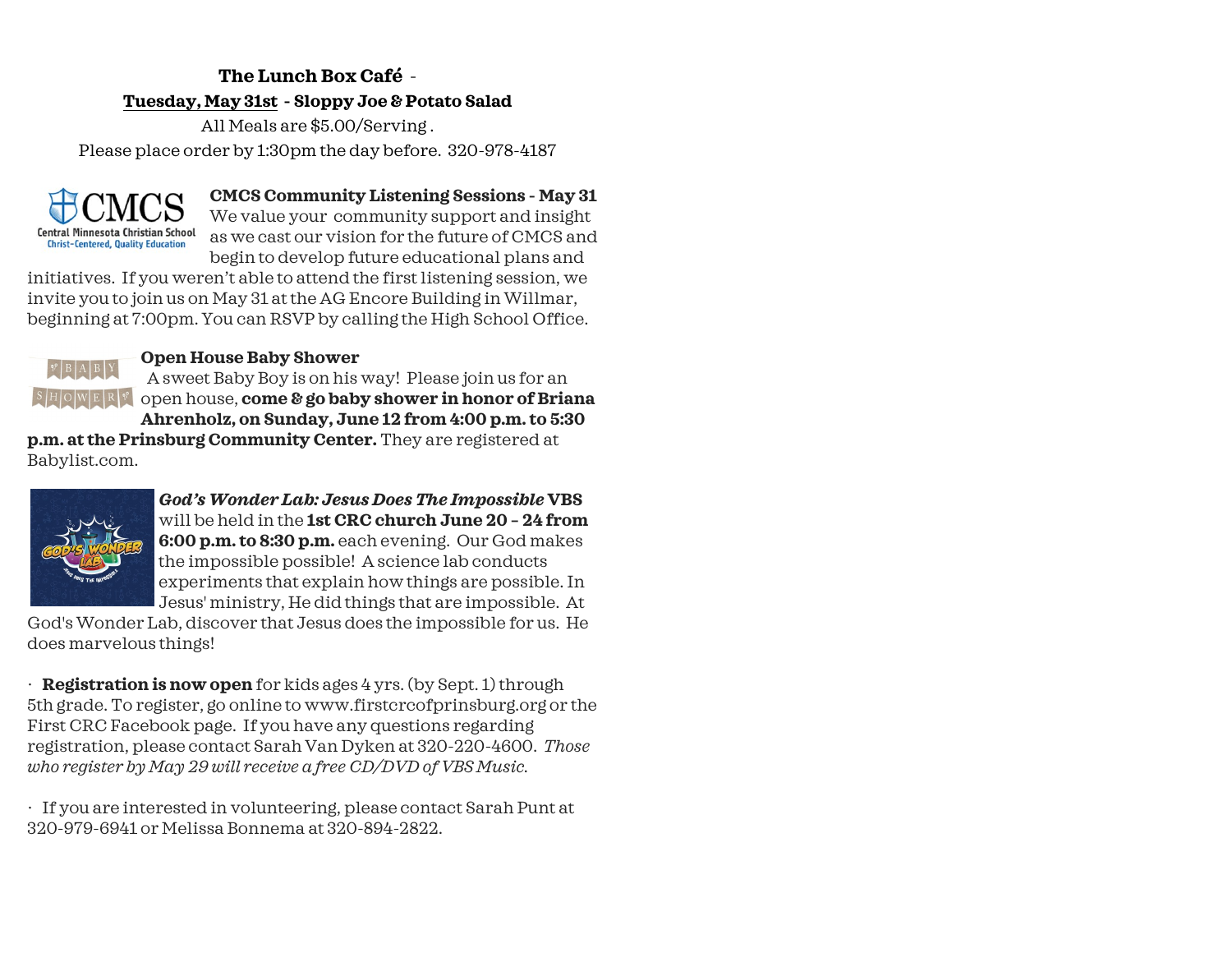**The Lunch Box Café** -

**<u>Tuesday, May 31st</u> - Sloppy Joe & Potato Salad**

All Meals are $5.00/Serving .

Please place order by 1:30pm the day before. 320-978-4187

**CMCS Community Listening Sessions - May 31**
We value your community support and insight as we cast our vision for the future of CMCS and begin to develop future educational plans and initiatives. If you weren't able to attend the first listening session, we invite you to join us on May 31 at the AG Encore Building in Willmar, beginning at 7:00pm. You can RSVP by calling the High School Office.

**Open House Baby Shower**
A sweet Baby Boy is on his way! Please join us for an open house, **come & go baby shower in honor of Briana Ahrenholz, on Sunday, June 12 from 4:00 p.m. to 5:30 p.m. at the Prinsburg Community Center.** They are registered at Babylist.com.

***God's Wonder Lab: Jesus Does The Impossible*** **VBS** will be held in the **1st CRC church June 20 – 24 from 6:00 p.m. to 8:30 p.m.** each evening. Our God makes the impossible possible! A science lab conducts experiments that explain how things are possible. In Jesus' ministry, He did things that are impossible. At God's Wonder Lab, discover that Jesus does the impossible for us. He does marvelous things!

- **Registration is now open** for kids ages 4 yrs. (by Sept. 1) through 5th grade. To register, go online to www.firstcrcofprinsburg.org or the First CRC Facebook page. If you have any questions regarding registration, please contact Sarah Van Dyken at 320-220-4600. *Those who register by May 29 will receive a free CD/DVD of VBS Music.*

- If you are interested in volunteering, please contact Sarah Punt at 320-979-6941 or Melissa Bonnema at 320-894-2822.